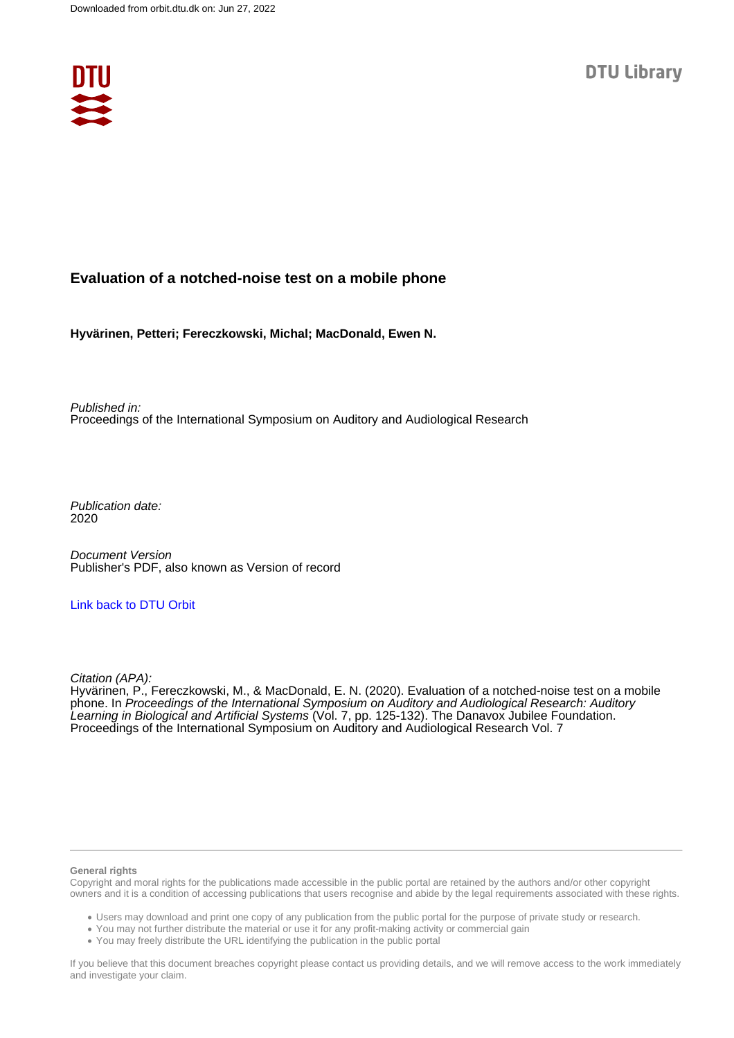Downloaded from orbit.dtu.dk on: Jun 27, 2022

DTU Library

# Evaluation of a notched-noise test on a mobile phone

**Hyvärinen, Petteri; Fereczkowski, Michal; MacDonald, Ewen N.**

*Published in:*
Proceedings of the International Symposium on Auditory and Audiological Research

*Publication date:*
2020

*Document Version*
Publisher's PDF, also known as Version of record

[Link back to DTU Orbit](#)

*Citation (APA):*
Hyvärinen, P., Fereczkowski, M., & MacDonald, E. N. (2020). Evaluation of a notched-noise test on a mobile phone. In *Proceedings of the International Symposium on Auditory and Audiological Research: Auditory Learning in Biological and Artificial Systems* (Vol. 7, pp. 125-132). The Danavox Jubilee Foundation. Proceedings of the International Symposium on Auditory and Audiological Research Vol. 7

**General rights**
Copyright and moral rights for the publications made accessible in the public portal are retained by the authors and/or other copyright owners and it is a condition of accessing publications that users recognise and abide by the legal requirements associated with these rights.

- Users may download and print one copy of any publication from the public portal for the purpose of private study or research.
- You may not further distribute the material or use it for any profit-making activity or commercial gain
- You may freely distribute the URL identifying the publication in the public portal

If you believe that this document breaches copyright please contact us providing details, and we will remove access to the work immediately and investigate your claim.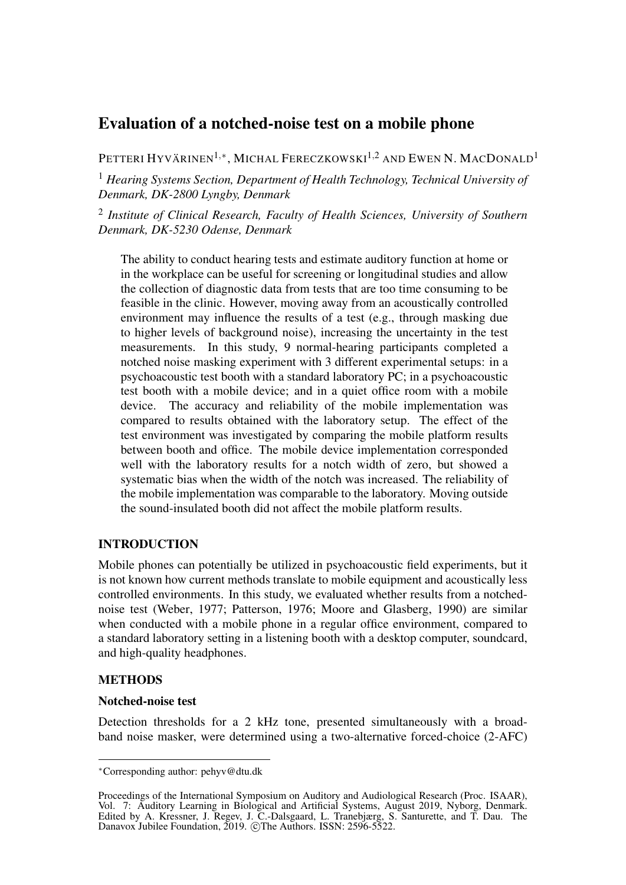# Evaluation of a notched-noise test on a mobile phone

PETTERI HYVÄRINEN[1,*], MICHAL FERECZKOWSKI[1,2] AND EWEN N. MACDONALD[1]

[1] *Hearing Systems Section, Department of Health Technology, Technical University of Denmark, DK-2800 Lyngby, Denmark*

[2] *Institute of Clinical Research, Faculty of Health Sciences, University of Southern Denmark, DK-5230 Odense, Denmark*

The ability to conduct hearing tests and estimate auditory function at home or in the workplace can be useful for screening or longitudinal studies and allow the collection of diagnostic data from tests that are too time consuming to be feasible in the clinic. However, moving away from an acoustically controlled environment may influence the results of a test (e.g., through masking due to higher levels of background noise), increasing the uncertainty in the test measurements. In this study, 9 normal-hearing participants completed a notched noise masking experiment with 3 different experimental setups: in a psychoacoustic test booth with a standard laboratory PC; in a psychoacoustic test booth with a mobile device; and in a quiet office room with a mobile device. The accuracy and reliability of the mobile implementation was compared to results obtained with the laboratory setup. The effect of the test environment was investigated by comparing the mobile platform results between booth and office. The mobile device implementation corresponded well with the laboratory results for a notch width of zero, but showed a systematic bias when the width of the notch was increased. The reliability of the mobile implementation was comparable to the laboratory. Moving outside the sound-insulated booth did not affect the mobile platform results.

## INTRODUCTION

Mobile phones can potentially be utilized in psychoacoustic field experiments, but it is not known how current methods translate to mobile equipment and acoustically less controlled environments. In this study, we evaluated whether results from a notched-noise test (Weber, 1977; Patterson, 1976; Moore and Glasberg, 1990) are similar when conducted with a mobile phone in a regular office environment, compared to a standard laboratory setting in a listening booth with a desktop computer, soundcard, and high-quality headphones.

## METHODS

### Notched-noise test

Detection thresholds for a 2 kHz tone, presented simultaneously with a broad-band noise masker, were determined using a two-alternative forced-choice (2-AFC)

---

*Corresponding author: pehyv@dtu.dk

Proceedings of the International Symposium on Auditory and Audiological Research (Proc. ISAAR), Vol. 7: Auditory Learning in Biological and Artificial Systems, August 2019, Nyborg, Denmark. Edited by A. Kressner, J. Regev, J. C.-Dalsgaard, L. Tranebjærg, S. Santurette, and T. Dau. The Danavox Jubilee Foundation, 2019. ©The Authors. ISSN: 2596-5522.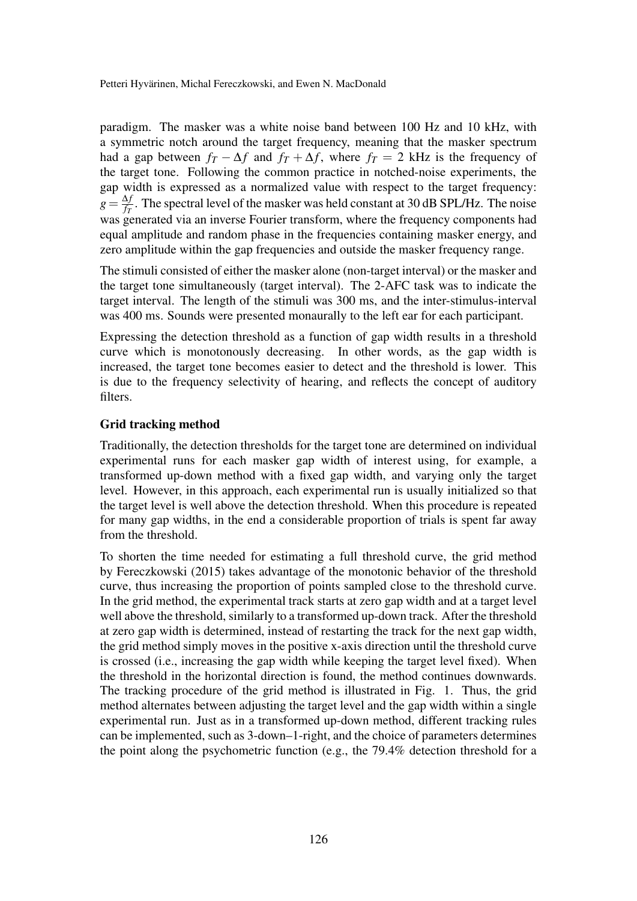paradigm. The masker was a white noise band between 100 Hz and 10 kHz, with a symmetric notch around the target frequency, meaning that the masker spectrum had a gap between $f_T - \Delta f$ and $f_T + \Delta f$, where $f_T = 2$ kHz is the frequency of the target tone. Following the common practice in notched-noise experiments, the gap width is expressed as a normalized value with respect to the target frequency: $g = \frac{\Delta f}{f_T}$. The spectral level of the masker was held constant at 30 dB SPL/Hz. The noise was generated via an inverse Fourier transform, where the frequency components had equal amplitude and random phase in the frequencies containing masker energy, and zero amplitude within the gap frequencies and outside the masker frequency range.

The stimuli consisted of either the masker alone (non-target interval) or the masker and the target tone simultaneously (target interval). The 2-AFC task was to indicate the target interval. The length of the stimuli was 300 ms, and the inter-stimulus-interval was 400 ms. Sounds were presented monaurally to the left ear for each participant.

Expressing the detection threshold as a function of gap width results in a threshold curve which is monotonously decreasing. In other words, as the gap width is increased, the target tone becomes easier to detect and the threshold is lower. This is due to the frequency selectivity of hearing, and reflects the concept of auditory filters.

### Grid tracking method

Traditionally, the detection thresholds for the target tone are determined on individual experimental runs for each masker gap width of interest using, for example, a transformed up-down method with a fixed gap width, and varying only the target level. However, in this approach, each experimental run is usually initialized so that the target level is well above the detection threshold. When this procedure is repeated for many gap widths, in the end a considerable proportion of trials is spent far away from the threshold.

To shorten the time needed for estimating a full threshold curve, the grid method by Fereczkowski (2015) takes advantage of the monotonic behavior of the threshold curve, thus increasing the proportion of points sampled close to the threshold curve. In the grid method, the experimental track starts at zero gap width and at a target level well above the threshold, similarly to a transformed up-down track. After the threshold at zero gap width is determined, instead of restarting the track for the next gap width, the grid method simply moves in the positive x-axis direction until the threshold curve is crossed (i.e., increasing the gap width while keeping the target level fixed). When the threshold in the horizontal direction is found, the method continues downwards. The tracking procedure of the grid method is illustrated in Fig. 1. Thus, the grid method alternates between adjusting the target level and the gap width within a single experimental run. Just as in a transformed up-down method, different tracking rules can be implemented, such as 3-down–1-right, and the choice of parameters determines the point along the psychometric function (e.g., the 79.4% detection threshold for a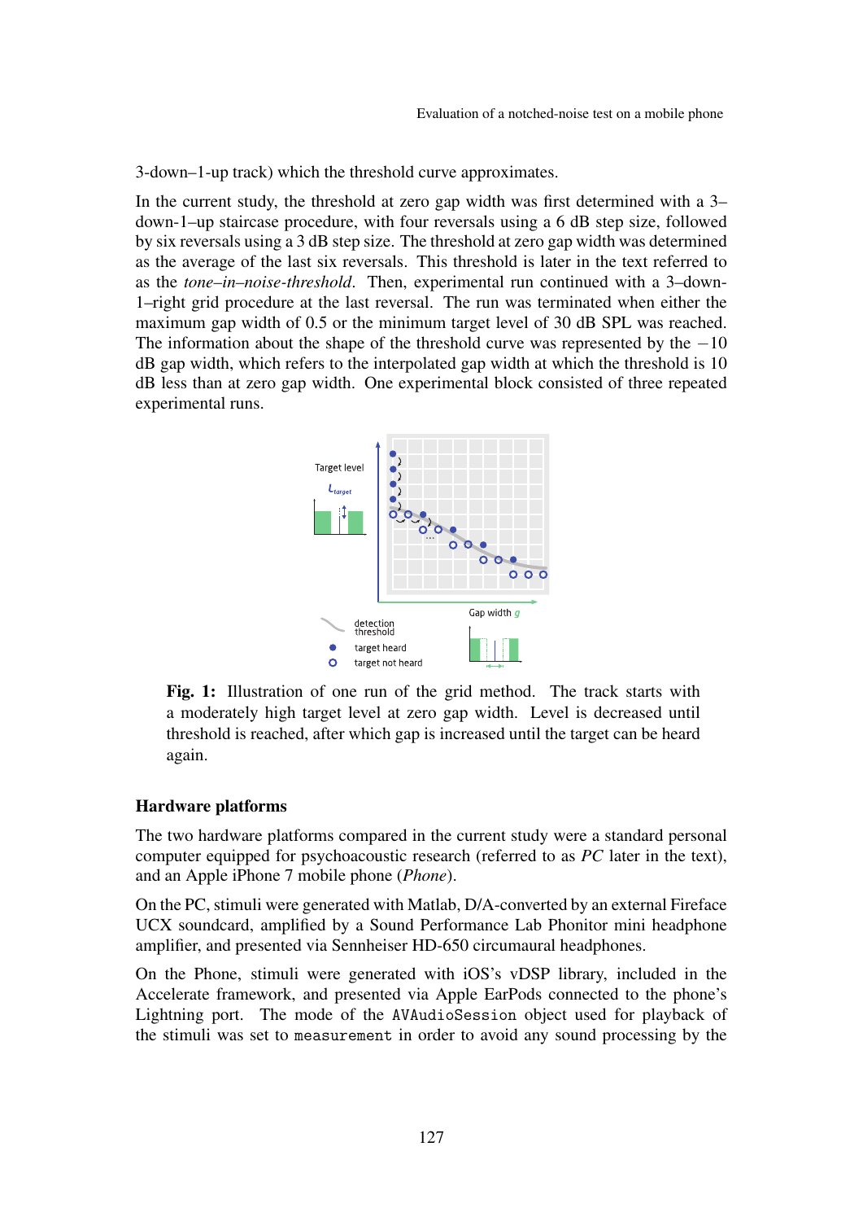3-down–1-up track) which the threshold curve approximates.

In the current study, the threshold at zero gap width was first determined with a 3–down-1–up staircase procedure, with four reversals using a 6 dB step size, followed by six reversals using a 3 dB step size. The threshold at zero gap width was determined as the average of the last six reversals. This threshold is later in the text referred to as the *tone–in–noise-threshold*. Then, experimental run continued with a 3–down-1–right grid procedure at the last reversal. The run was terminated when either the maximum gap width of 0.5 or the minimum target level of 30 dB SPL was reached. The information about the shape of the threshold curve was represented by the −10 dB gap width, which refers to the interpolated gap width at which the threshold is 10 dB less than at zero gap width. One experimental block consisted of three repeated experimental runs.

**Fig. 1:** Illustration of one run of the grid method. The track starts with a moderately high target level at zero gap width. Level is decreased until threshold is reached, after which gap is increased until the target can be heard again.

### Hardware platforms

The two hardware platforms compared in the current study were a standard personal computer equipped for psychoacoustic research (referred to as *PC* later in the text), and an Apple iPhone 7 mobile phone (*Phone*).

On the PC, stimuli were generated with Matlab, D/A-converted by an external Fireface UCX soundcard, amplified by a Sound Performance Lab Phonitor mini headphone amplifier, and presented via Sennheiser HD-650 circumaural headphones.

On the Phone, stimuli were generated with iOS's vDSP library, included in the Accelerate framework, and presented via Apple EarPods connected to the phone's Lightning port. The mode of the `AVAudioSession` object used for playback of the stimuli was set to `measurement` in order to avoid any sound processing by the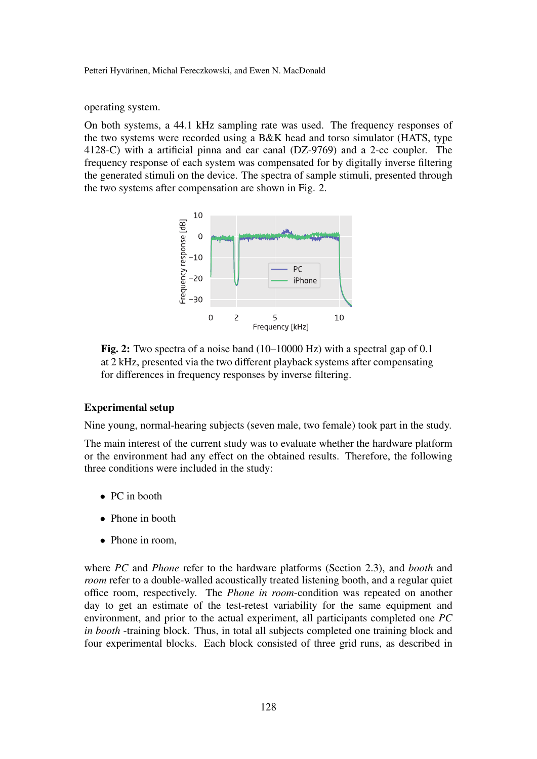operating system.

On both systems, a 44.1 kHz sampling rate was used. The frequency responses of the two systems were recorded using a B&K head and torso simulator (HATS, type 4128-C) with a artificial pinna and ear canal (DZ-9769) and a 2-cc coupler. The frequency response of each system was compensated for by digitally inverse filtering the generated stimuli on the device. The spectra of sample stimuli, presented through the two systems after compensation are shown in Fig. 2.

**Fig. 2:** Two spectra of a noise band (10–10000 Hz) with a spectral gap of 0.1 at 2 kHz, presented via the two different playback systems after compensating for differences in frequency responses by inverse filtering.

### Experimental setup

Nine young, normal-hearing subjects (seven male, two female) took part in the study.

The main interest of the current study was to evaluate whether the hardware platform or the environment had any effect on the obtained results. Therefore, the following three conditions were included in the study:

- PC in booth
- Phone in booth
- Phone in room,

where *PC* and *Phone* refer to the hardware platforms (Section 2.3), and *booth* and *room* refer to a double-walled acoustically treated listening booth, and a regular quiet office room, respectively. The *Phone in room*-condition was repeated on another day to get an estimate of the test-retest variability for the same equipment and environment, and prior to the actual experiment, all participants completed one *PC in booth* -training block. Thus, in total all subjects completed one training block and four experimental blocks. Each block consisted of three grid runs, as described in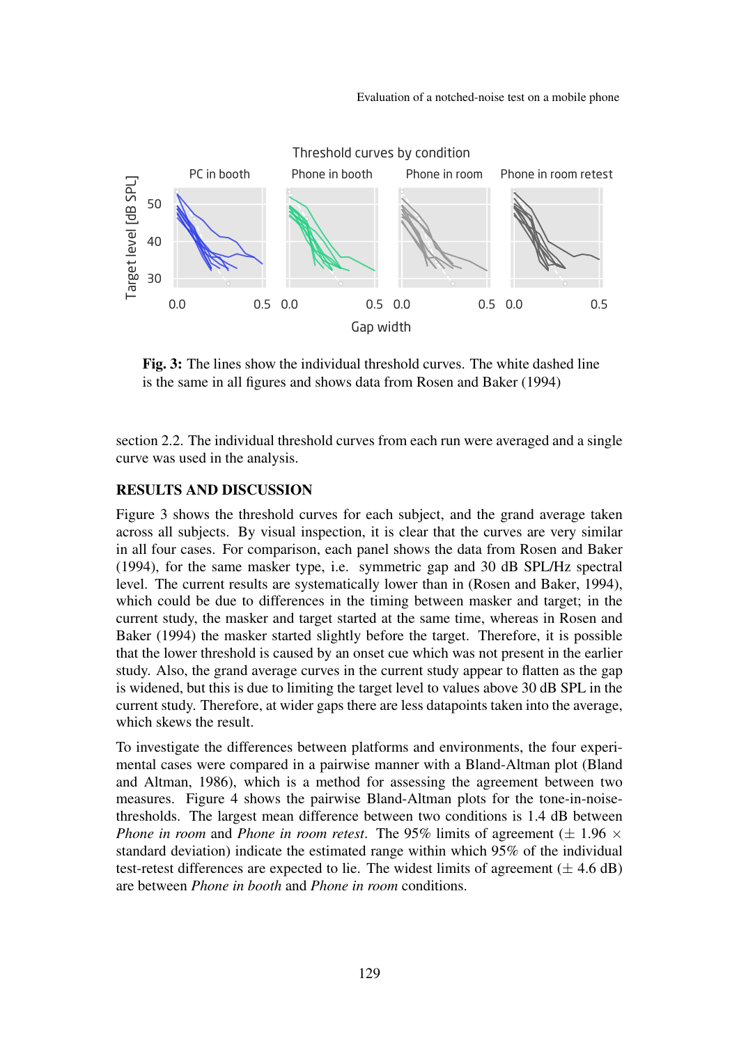**Fig. 3:** The lines show the individual threshold curves. The white dashed line is the same in all figures and shows data from Rosen and Baker (1994)

section 2.2. The individual threshold curves from each run were averaged and a single curve was used in the analysis.

## RESULTS AND DISCUSSION

Figure 3 shows the threshold curves for each subject, and the grand average taken across all subjects. By visual inspection, it is clear that the curves are very similar in all four cases. For comparison, each panel shows the data from Rosen and Baker (1994), for the same masker type, i.e. symmetric gap and 30 dB SPL/Hz spectral level. The current results are systematically lower than in (Rosen and Baker, 1994), which could be due to differences in the timing between masker and target; in the current study, the masker and target started at the same time, whereas in Rosen and Baker (1994) the masker started slightly before the target. Therefore, it is possible that the lower threshold is caused by an onset cue which was not present in the earlier study. Also, the grand average curves in the current study appear to flatten as the gap is widened, but this is due to limiting the target level to values above 30 dB SPL in the current study. Therefore, at wider gaps there are less datapoints taken into the average, which skews the result.

To investigate the differences between platforms and environments, the four experimental cases were compared in a pairwise manner with a Bland-Altman plot (Bland and Altman, 1986), which is a method for assessing the agreement between two measures. Figure 4 shows the pairwise Bland-Altman plots for the tone-in-noise-thresholds. The largest mean difference between two conditions is 1.4 dB between *Phone in room* and *Phone in room retest*. The 95% limits of agreement ($\pm$ 1.96 $\times$ standard deviation) indicate the estimated range within which 95% of the individual test-retest differences are expected to lie. The widest limits of agreement ($\pm$ 4.6 dB) are between *Phone in booth* and *Phone in room* conditions.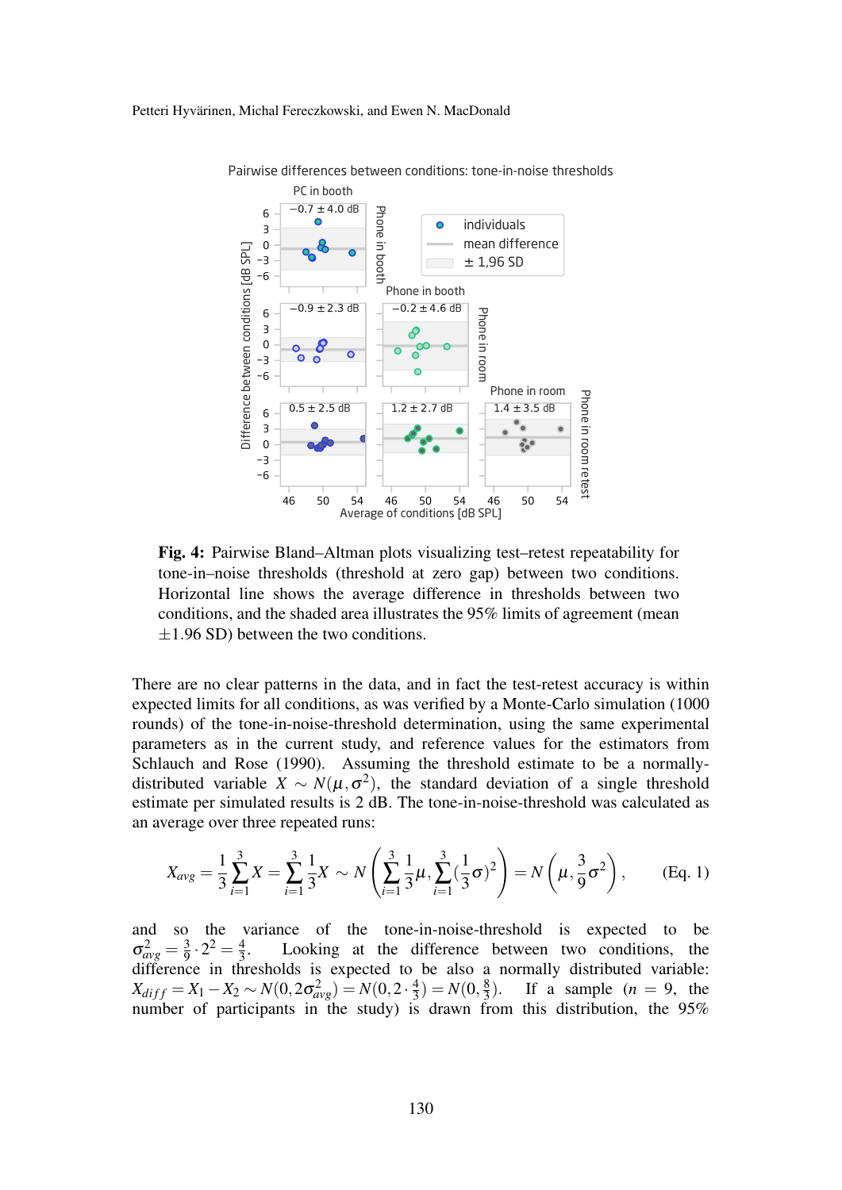**Fig. 4:** Pairwise Bland–Altman plots visualizing test–retest repeatability for tone–in–noise thresholds (threshold at zero gap) between two conditions. Horizontal line shows the average difference in thresholds between two conditions, and the shaded area illustrates the 95% limits of agreement (mean ±1.96 SD) between the two conditions.

There are no clear patterns in the data, and in fact the test-retest accuracy is within expected limits for all conditions, as was verified by a Monte-Carlo simulation (1000 rounds) of the tone-in-noise-threshold determination, using the same experimental parameters as in the current study, and reference values for the estimators from Schlauch and Rose (1990). Assuming the threshold estimate to be a normally-distributed variable $X \sim N(\mu, \sigma^2)$, the standard deviation of a single threshold estimate per simulated results is 2 dB. The tone-in-noise-threshold was calculated as an average over three repeated runs:

$$X_{avg} = \frac{1}{3}\sum_{i=1}^{3} X = \sum_{i=1}^{3}\frac{1}{3}X \sim N\left(\sum_{i=1}^{3}\frac{1}{3}\mu, \sum_{i=1}^{3}(\frac{1}{3}\sigma)^2\right) = N\left(\mu, \frac{3}{9}\sigma^2\right), \qquad \text{(Eq. 1)}$$

and so the variance of the tone-in-noise-threshold is expected to be $\sigma_{avg}^2 = \frac{3}{9} \cdot 2^2 = \frac{4}{3}$. Looking at the difference between two conditions, the difference in thresholds is expected to be also a normally distributed variable: $X_{diff} = X_1 - X_2 \sim N(0, 2\sigma_{avg}^2) = N(0, 2 \cdot \frac{4}{3}) = N(0, \frac{8}{3})$. If a sample ($n = 9$, the number of participants in the study) is drawn from this distribution, the 95%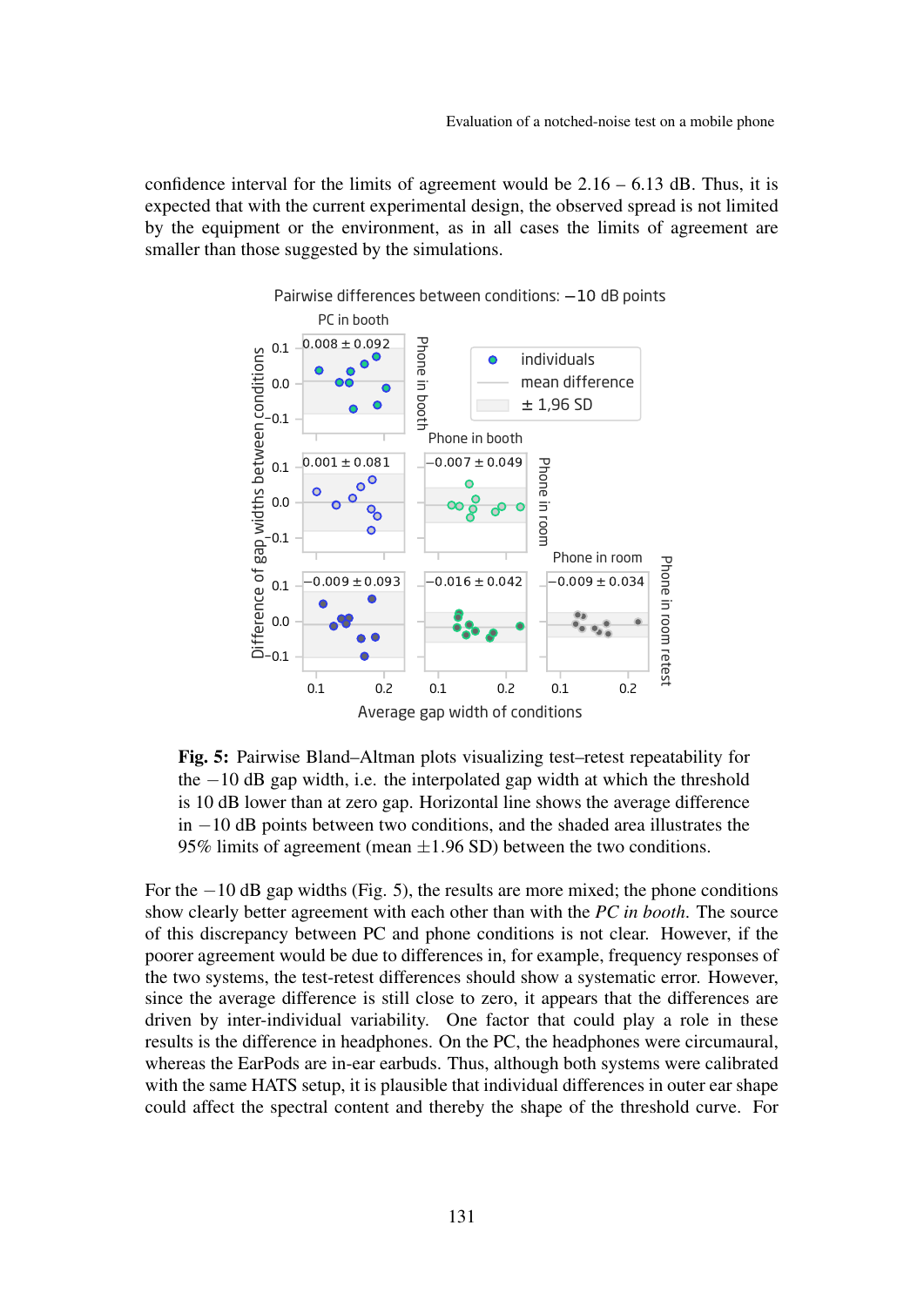confidence interval for the limits of agreement would be 2.16 – 6.13 dB. Thus, it is expected that with the current experimental design, the observed spread is not limited by the equipment or the environment, as in all cases the limits of agreement are smaller than those suggested by the simulations.

**Fig. 5:** Pairwise Bland–Altman plots visualizing test–retest repeatability for the −10 dB gap width, i.e. the interpolated gap width at which the threshold is 10 dB lower than at zero gap. Horizontal line shows the average difference in −10 dB points between two conditions, and the shaded area illustrates the 95% limits of agreement (mean ±1.96 SD) between the two conditions.

For the −10 dB gap widths (Fig. 5), the results are more mixed; the phone conditions show clearly better agreement with each other than with the *PC in booth*. The source of this discrepancy between PC and phone conditions is not clear. However, if the poorer agreement would be due to differences in, for example, frequency responses of the two systems, the test-retest differences should show a systematic error. However, since the average difference is still close to zero, it appears that the differences are driven by inter-individual variability. One factor that could play a role in these results is the difference in headphones. On the PC, the headphones were circumaural, whereas the EarPods are in-ear earbuds. Thus, although both systems were calibrated with the same HATS setup, it is plausible that individual differences in outer ear shape could affect the spectral content and thereby the shape of the threshold curve. For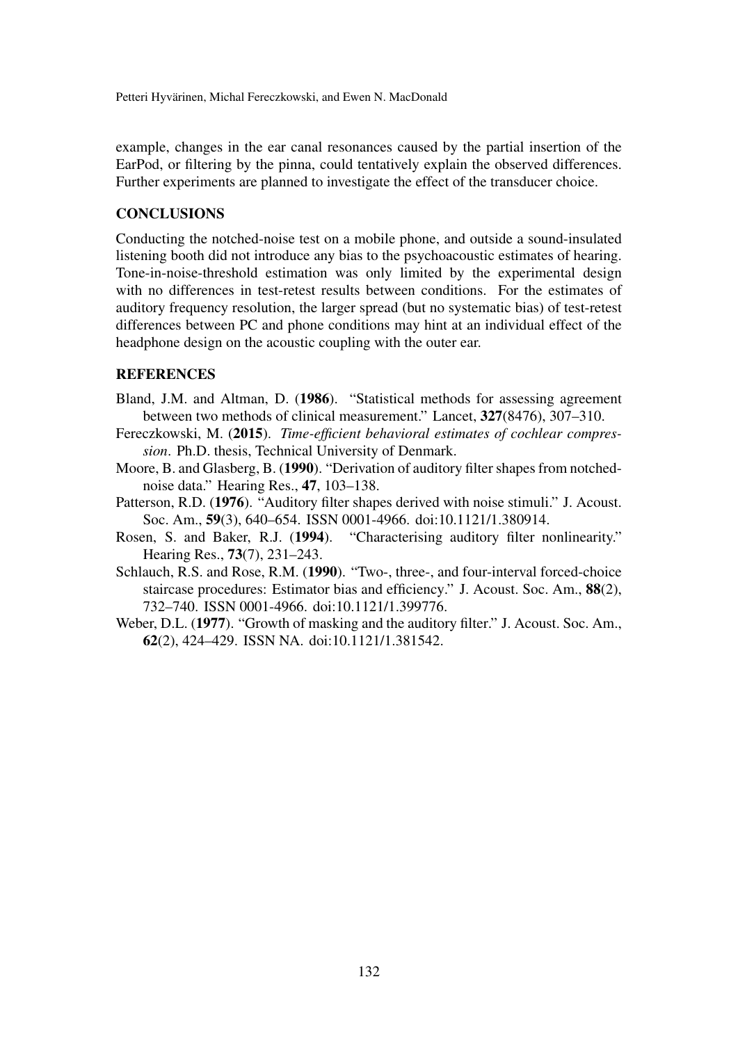example, changes in the ear canal resonances caused by the partial insertion of the EarPod, or filtering by the pinna, could tentatively explain the observed differences. Further experiments are planned to investigate the effect of the transducer choice.

## CONCLUSIONS

Conducting the notched-noise test on a mobile phone, and outside a sound-insulated listening booth did not introduce any bias to the psychoacoustic estimates of hearing. Tone-in-noise-threshold estimation was only limited by the experimental design with no differences in test-retest results between conditions. For the estimates of auditory frequency resolution, the larger spread (but no systematic bias) of test-retest differences between PC and phone conditions may hint at an individual effect of the headphone design on the acoustic coupling with the outer ear.

## REFERENCES

Bland, J.M. and Altman, D. (**1986**). "Statistical methods for assessing agreement between two methods of clinical measurement." Lancet, **327**(8476), 307–310.

Fereczkowski, M. (**2015**). *Time-efficient behavioral estimates of cochlear compression*. Ph.D. thesis, Technical University of Denmark.

Moore, B. and Glasberg, B. (**1990**). "Derivation of auditory filter shapes from notched-noise data." Hearing Res., **47**, 103–138.

Patterson, R.D. (**1976**). "Auditory filter shapes derived with noise stimuli." J. Acoust. Soc. Am., **59**(3), 640–654. ISSN 0001-4966. doi:10.1121/1.380914.

Rosen, S. and Baker, R.J. (**1994**). "Characterising auditory filter nonlinearity." Hearing Res., **73**(7), 231–243.

Schlauch, R.S. and Rose, R.M. (**1990**). "Two-, three-, and four-interval forced-choice staircase procedures: Estimator bias and efficiency." J. Acoust. Soc. Am., **88**(2), 732–740. ISSN 0001-4966. doi:10.1121/1.399776.

Weber, D.L. (**1977**). "Growth of masking and the auditory filter." J. Acoust. Soc. Am., **62**(2), 424–429. ISSN NA. doi:10.1121/1.381542.